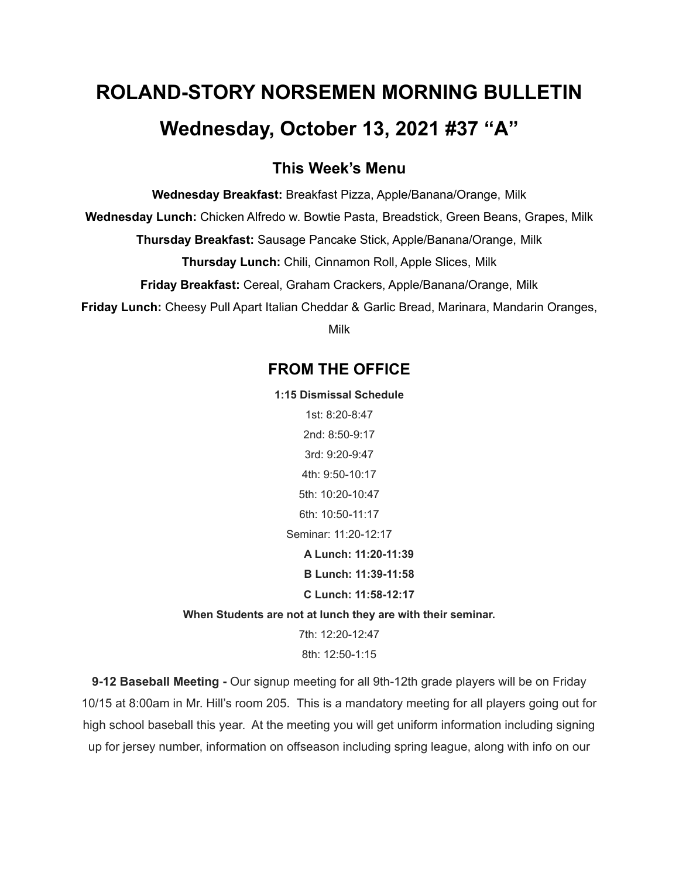# ROLAND-STORY NORSEMEN MORNING BULLETIN

# Wednesday, October 13, 2021 #37 "A"

## This Week's Menu

**Wednesday Breakfast:** Breakfast Pizza, Apple/Banana/Orange, Milk

**Wednesday Lunch:** Chicken Alfredo w. Bowtie Pasta, Breadstick, Green Beans, Grapes, Milk

**Thursday Breakfast:** Sausage Pancake Stick, Apple/Banana/Orange, Milk

**Thursday Lunch:** Chili, Cinnamon Roll, Apple Slices, Milk

**Friday Breakfast:** Cereal, Graham Crackers, Apple/Banana/Orange, Milk

**Friday Lunch:** Cheesy Pull Apart Italian Cheddar & Garlic Bread, Marinara, Mandarin Oranges, Milk

## FROM THE OFFICE

**1:15 Dismissal Schedule**

1st: 8:20-8:47

2nd: 8:50-9:17

3rd: 9:20-9:47

4th: 9:50-10:17

5th: 10:20-10:47

6th: 10:50-11:17

Seminar: 11:20-12:17

**A Lunch: 11:20-11:39**

**B Lunch: 11:39-11:58**

**C Lunch: 11:58-12:17**

**When Students are not at lunch they are with their seminar.**

7th: 12:20-12:47

8th: 12:50-1:15

**9-12 Baseball Meeting -** Our signup meeting for all 9th-12th grade players will be on Friday 10/15 at 8:00am in Mr. Hill's room 205. This is a mandatory meeting for all players going out for high school baseball this year. At the meeting you will get uniform information including signing up for jersey number, information on offseason including spring league, along with info on our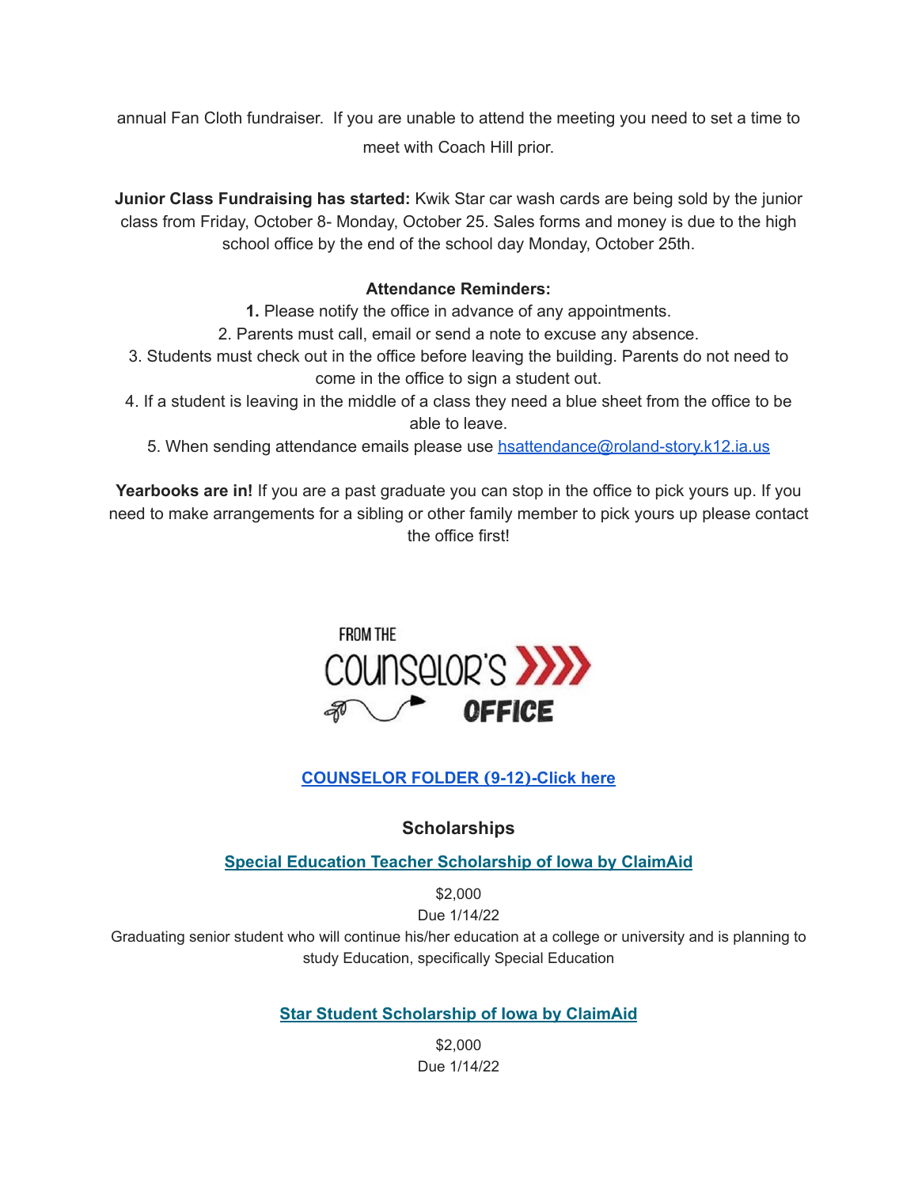annual Fan Cloth fundraiser. If you are unable to attend the meeting you need to set a time to meet with Coach Hill prior.

**Junior Class Fundraising has started:** Kwik Star car wash cards are being sold by the junior class from Friday, October 8- Monday, October 25. Sales forms and money is due to the high school office by the end of the school day Monday, October 25th.

**Attendance Reminders:**

**1.** Please notify the office in advance of any appointments.
2. Parents must call, email or send a note to excuse any absence.
3. Students must check out in the office before leaving the building. Parents do not need to come in the office to sign a student out.
4. If a student is leaving in the middle of a class they need a blue sheet from the office to be able to leave.
5. When sending attendance emails please use [hsattendance@roland-story.k12.ia.us](mailto:hsattendance@roland-story.k12.ia.us)

**Yearbooks are in!** If you are a past graduate you can stop in the office to pick yours up. If you need to make arrangements for a sibling or other family member to pick yours up please contact the office first!

FROM THE COUNSELOR'S OFFICE

**COUNSELOR FOLDER (9-12)-Click here**

## Scholarships

**Special Education Teacher Scholarship of Iowa by ClaimAid**

$2,000
Due 1/14/22
Graduating senior student who will continue his/her education at a college or university and is planning to study Education, specifically Special Education

**Star Student Scholarship of Iowa by ClaimAid**

$2,000
Due 1/14/22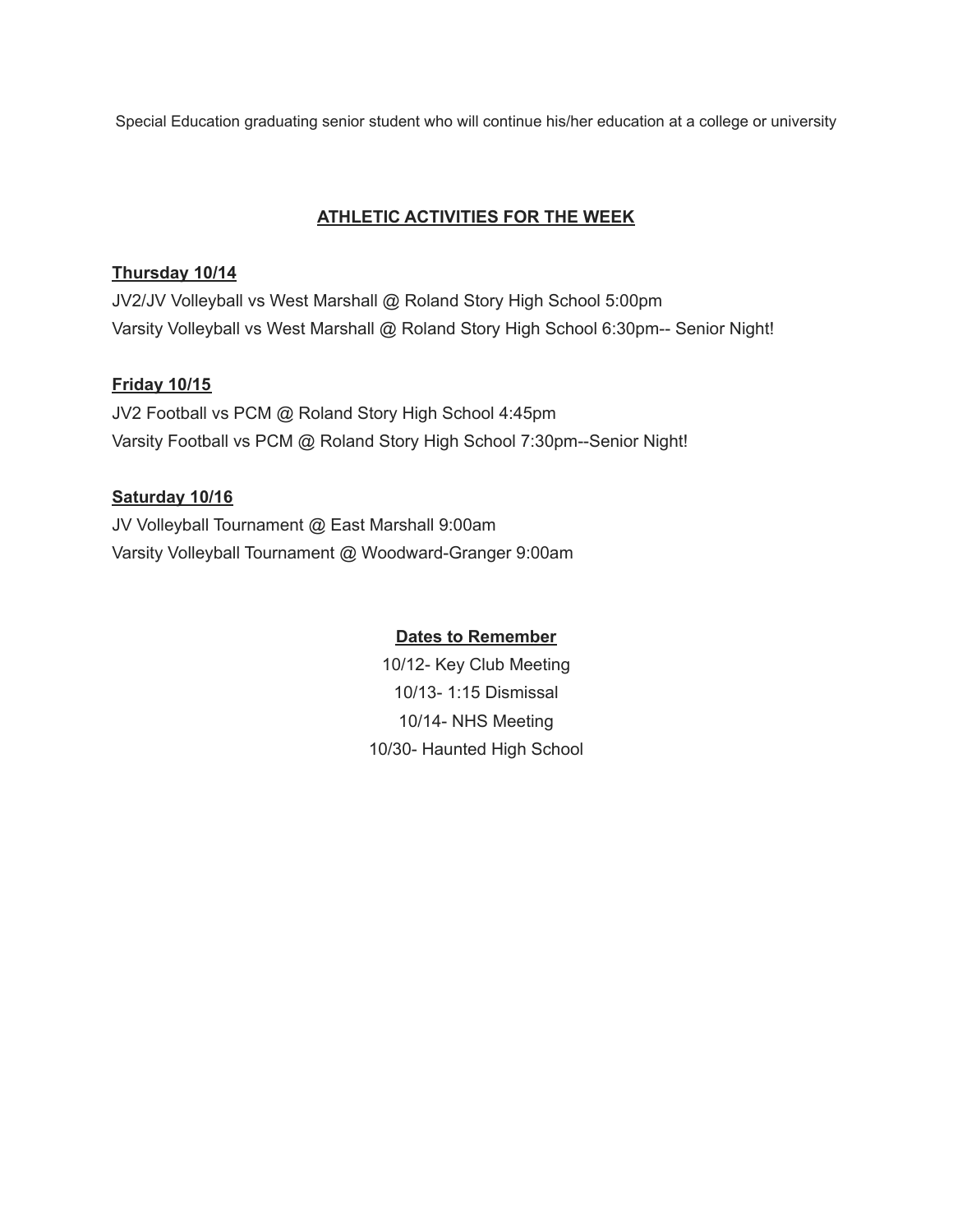Special Education graduating senior student who will continue his/her education at a college or university

## ATHLETIC ACTIVITIES FOR THE WEEK

**Thursday 10/14**

JV2/JV Volleyball vs West Marshall @ Roland Story High School 5:00pm
Varsity Volleyball vs West Marshall @ Roland Story High School 6:30pm-- Senior Night!

**Friday 10/15**

JV2 Football vs PCM @ Roland Story High School 4:45pm
Varsity Football vs PCM @ Roland Story High School 7:30pm--Senior Night!

**Saturday 10/16**

JV Volleyball Tournament @ East Marshall 9:00am
Varsity Volleyball Tournament @ Woodward-Granger 9:00am

**Dates to Remember**

10/12- Key Club Meeting
10/13- 1:15 Dismissal
10/14- NHS Meeting
10/30- Haunted High School